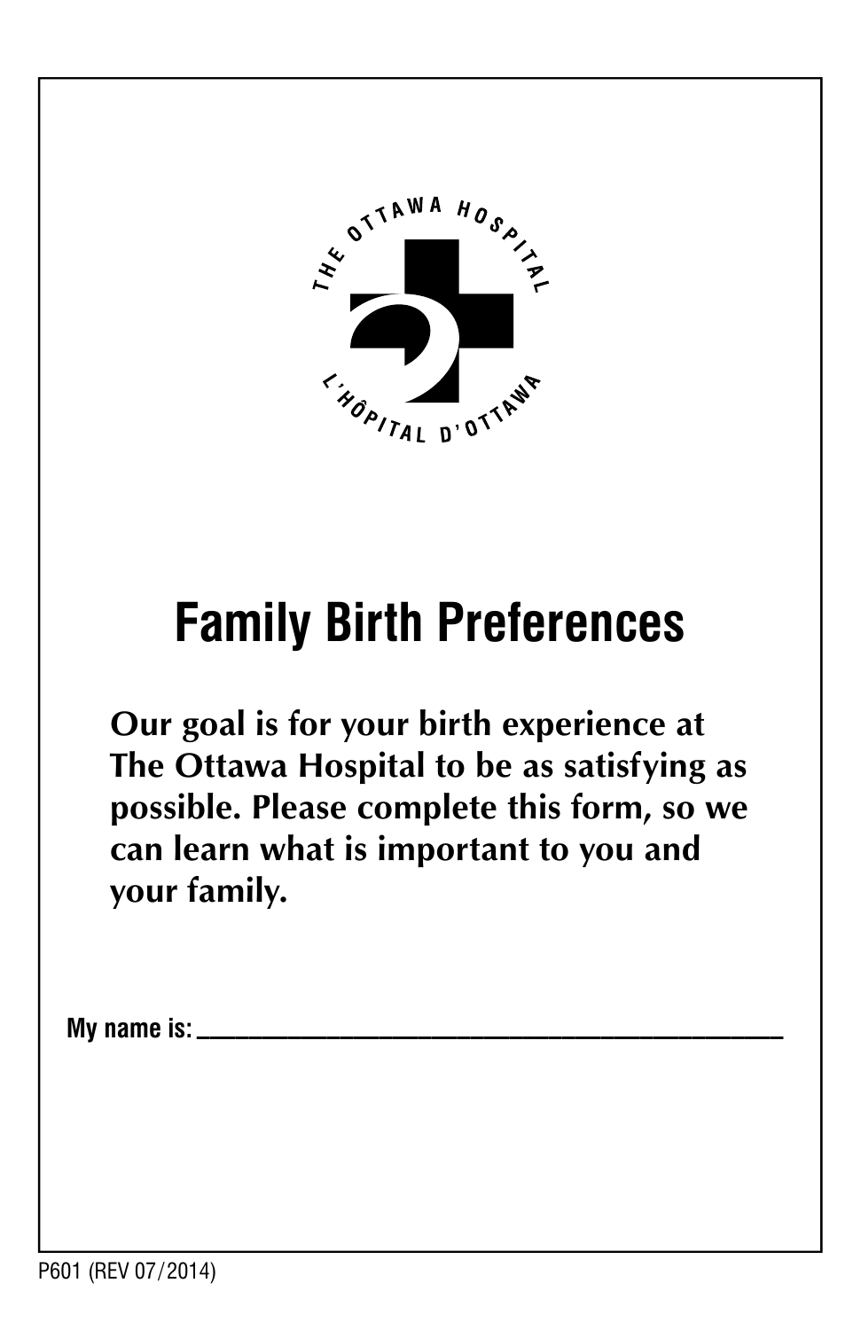THE OTTAWA HOSPITAL

L'HÔPITAL D'OTTAWA

# Family Birth Preferences

**Our goal is for your birth experience at The Ottawa Hospital to be as satisfying as possible. Please complete this form, so we can learn what is important to you and your family.**

**My name is:** ______________________________________________

P601 (REV 07/2014)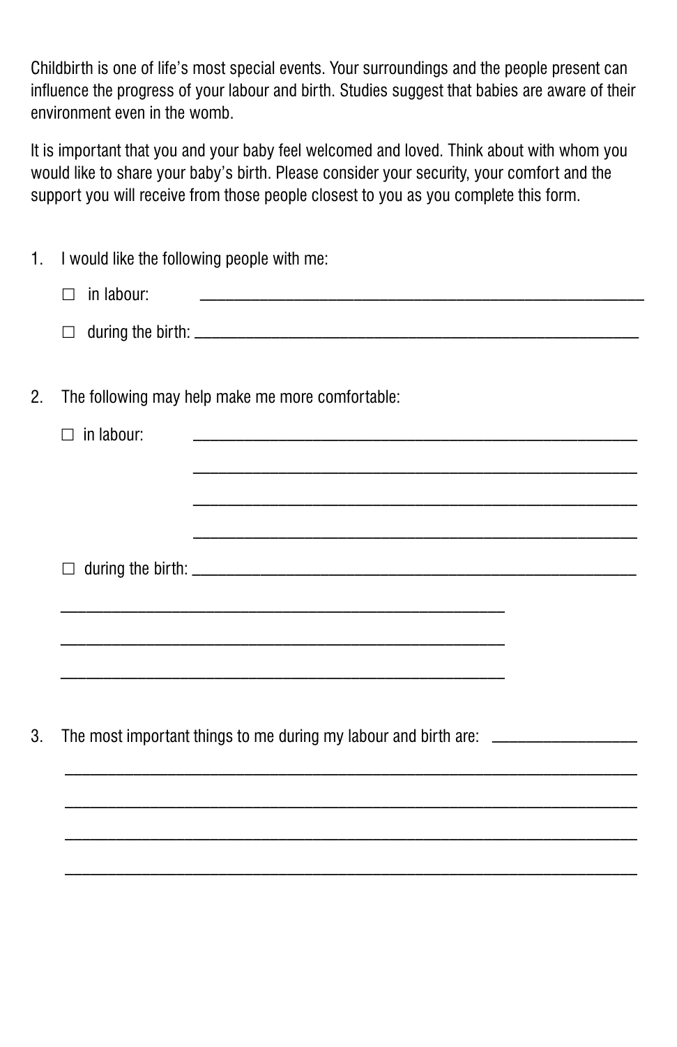Childbirth is one of life's most special events. Your surroundings and the people present can influence the progress of your labour and birth. Studies suggest that babies are aware of their environment even in the womb.

It is important that you and your baby feel welcomed and loved. Think about with whom you would like to share your baby's birth. Please consider your security, your comfort and the support you will receive from those people closest to you as you complete this form.

1. I would like the following people with me:

   ☐ in labour: ________________________________________________________

   ☐ during the birth: ________________________________________________________

2. The following may help make me more comfortable:

   ☐ in labour: ________________________________________________________

   ________________________________________________________

   ________________________________________________________

   ________________________________________________________

   ☐ during the birth: ________________________________________________________

   ________________________________________________________

   ________________________________________________________

   ________________________________________________________

3. The most important things to me during my labour and birth are: ________________

   ________________________________________________________________

   ________________________________________________________________

   ________________________________________________________________

   ________________________________________________________________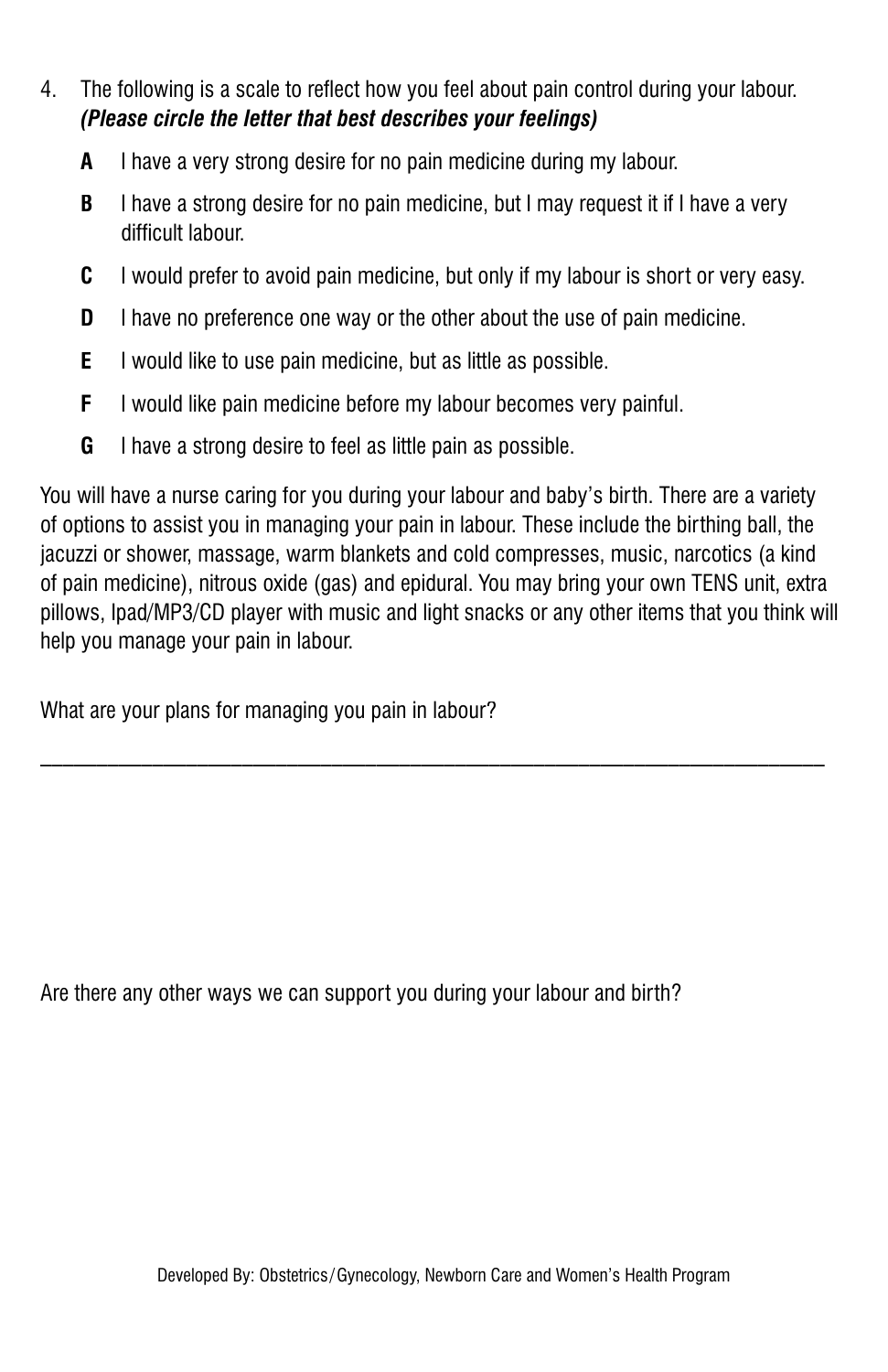4. The following is a scale to reflect how you feel about pain control during your labour. ***(Please circle the letter that best describes your feelings)***

   **A** I have a very strong desire for no pain medicine during my labour.

   **B** I have a strong desire for no pain medicine, but I may request it if I have a very difficult labour.

   **C** I would prefer to avoid pain medicine, but only if my labour is short or very easy.

   **D** I have no preference one way or the other about the use of pain medicine.

   **E** I would like to use pain medicine, but as little as possible.

   **F** I would like pain medicine before my labour becomes very painful.

   **G** I have a strong desire to feel as little pain as possible.

You will have a nurse caring for you during your labour and baby's birth. There are a variety of options to assist you in managing your pain in labour. These include the birthing ball, the jacuzzi or shower, massage, warm blankets and cold compresses, music, narcotics (a kind of pain medicine), nitrous oxide (gas) and epidural. You may bring your own TENS unit, extra pillows, Ipad/MP3/CD player with music and light snacks or any other items that you think will help you manage your pain in labour.

What are your plans for managing you pain in labour?

___________________________________________________________________________

Are there any other ways we can support you during your labour and birth?

Developed By: Obstetrics/Gynecology, Newborn Care and Women's Health Program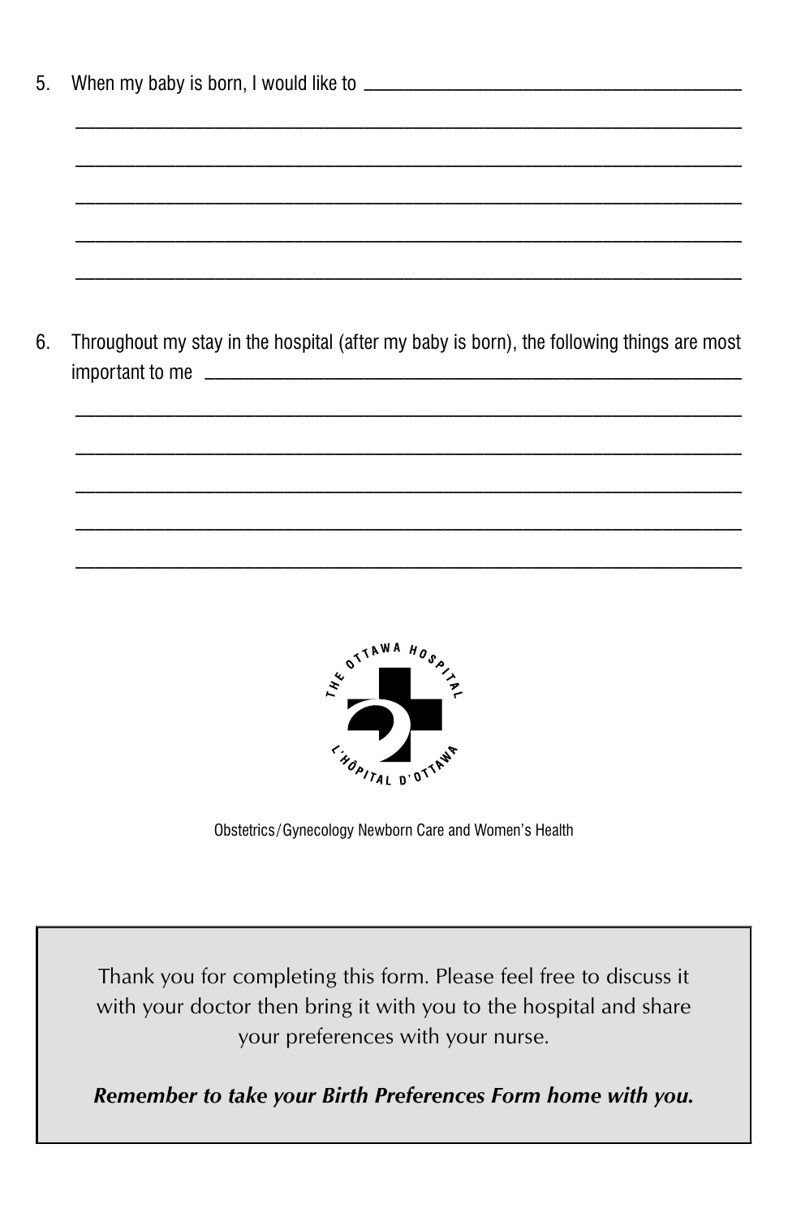5. When my baby is born, I would like to ______________________________________

_____________________________________________________________________

_____________________________________________________________________

_____________________________________________________________________

_____________________________________________________________________

_____________________________________________________________________

6. Throughout my stay in the hospital (after my baby is born), the following things are most important to me ______________________________________________________

_____________________________________________________________________

_____________________________________________________________________

_____________________________________________________________________

_____________________________________________________________________

_____________________________________________________________________

THE OTTAWA HOSPITAL

L'HÔPITAL D'OTTAWA

Obstetrics/Gynecology Newborn Care and Women's Health

Thank you for completing this form. Please feel free to discuss it with your doctor then bring it with you to the hospital and share your preferences with your nurse.

***Remember to take your Birth Preferences Form home with you.***